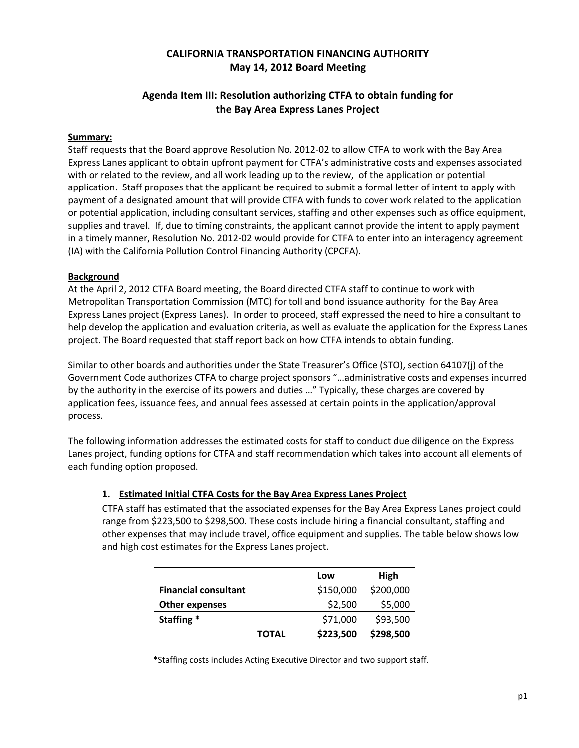# CALIFORNIA TRANSPORTATION FINANCING AUTHORITY
# May 14, 2012 Board Meeting

## Agenda Item III: Resolution authorizing CTFA to obtain funding for the Bay Area Express Lanes Project

**Summary:**

Staff requests that the Board approve Resolution No. 2012-02 to allow CTFA to work with the Bay Area Express Lanes applicant to obtain upfront payment for CTFA's administrative costs and expenses associated with or related to the review, and all work leading up to the review, of the application or potential application. Staff proposes that the applicant be required to submit a formal letter of intent to apply with payment of a designated amount that will provide CTFA with funds to cover work related to the application or potential application, including consultant services, staffing and other expenses such as office equipment, supplies and travel. If, due to timing constraints, the applicant cannot provide the intent to apply payment in a timely manner, Resolution No. 2012-02 would provide for CTFA to enter into an interagency agreement (IA) with the California Pollution Control Financing Authority (CPCFA).

**Background**

At the April 2, 2012 CTFA Board meeting, the Board directed CTFA staff to continue to work with Metropolitan Transportation Commission (MTC) for toll and bond issuance authority for the Bay Area Express Lanes project (Express Lanes). In order to proceed, staff expressed the need to hire a consultant to help develop the application and evaluation criteria, as well as evaluate the application for the Express Lanes project. The Board requested that staff report back on how CTFA intends to obtain funding.

Similar to other boards and authorities under the State Treasurer's Office (STO), section 64107(j) of the Government Code authorizes CTFA to charge project sponsors "…administrative costs and expenses incurred by the authority in the exercise of its powers and duties …" Typically, these charges are covered by application fees, issuance fees, and annual fees assessed at certain points in the application/approval process.

The following information addresses the estimated costs for staff to conduct due diligence on the Express Lanes project, funding options for CTFA and staff recommendation which takes into account all elements of each funding option proposed.

### 1. Estimated Initial CTFA Costs for the Bay Area Express Lanes Project

CTFA staff has estimated that the associated expenses for the Bay Area Express Lanes project could range from $223,500 to $298,500. These costs include hiring a financial consultant, staffing and other expenses that may include travel, office equipment and supplies. The table below shows low and high cost estimates for the Express Lanes project.

| | Low | High |
|---|---:|---:|
| **Financial consultant** | $150,000 | $200,000 |
| **Other expenses** | $2,500 | $5,000 |
| **Staffing** * | $71,000 | $93,500 |
| **TOTAL** | **$223,500** | **$298,500** |

*Staffing costs includes Acting Executive Director and two support staff.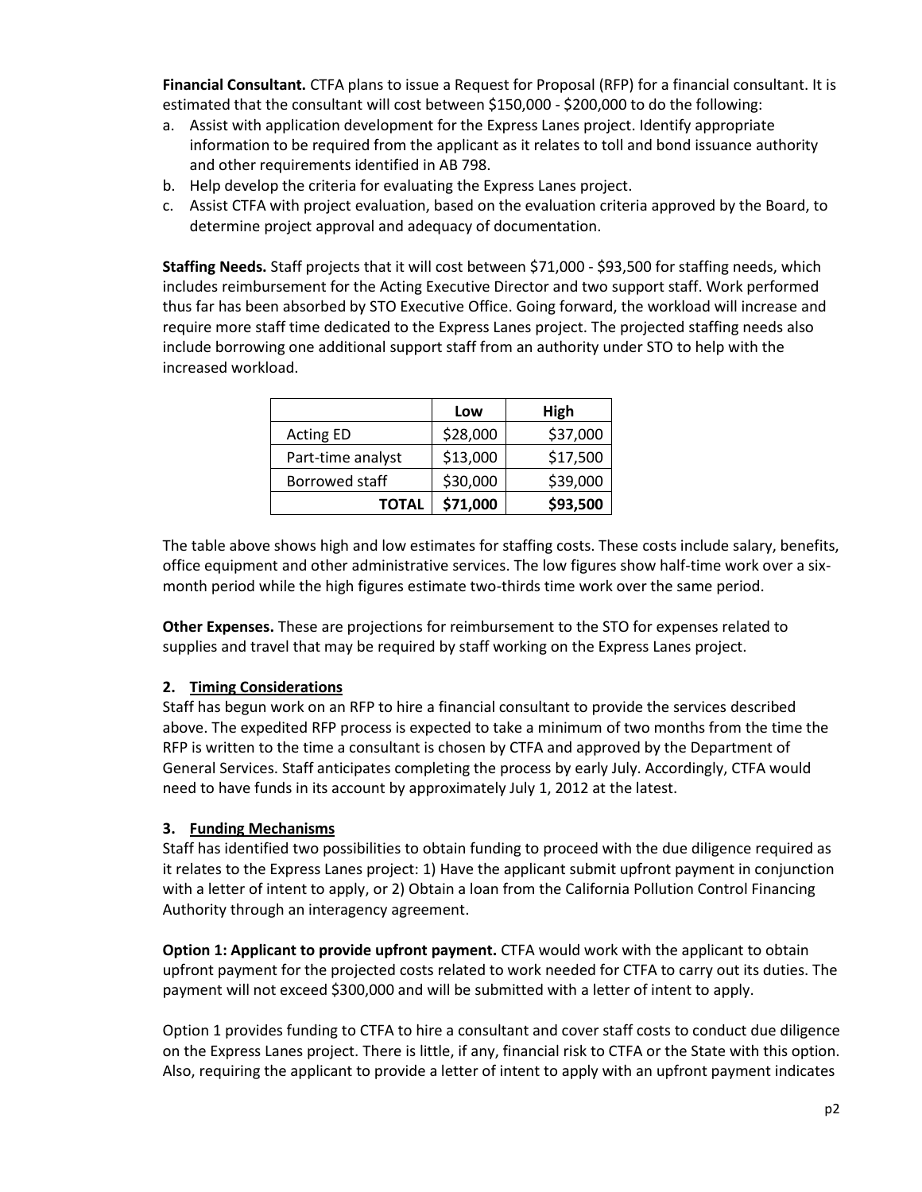**Financial Consultant.** CTFA plans to issue a Request for Proposal (RFP) for a financial consultant. It is estimated that the consultant will cost between $150,000 - $200,000 to do the following:

a. Assist with application development for the Express Lanes project. Identify appropriate information to be required from the applicant as it relates to toll and bond issuance authority and other requirements identified in AB 798.
b. Help develop the criteria for evaluating the Express Lanes project.
c. Assist CTFA with project evaluation, based on the evaluation criteria approved by the Board, to determine project approval and adequacy of documentation.

**Staffing Needs.** Staff projects that it will cost between $71,000 - $93,500 for staffing needs, which includes reimbursement for the Acting Executive Director and two support staff. Work performed thus far has been absorbed by STO Executive Office. Going forward, the workload will increase and require more staff time dedicated to the Express Lanes project. The projected staffing needs also include borrowing one additional support staff from an authority under STO to help with the increased workload.

| | Low | High |
|---|---|---|
| Acting ED | $28,000 | $37,000 |
| Part-time analyst | $13,000 | $17,500 |
| Borrowed staff | $30,000 | $39,000 |
| **TOTAL** | **$71,000** | **$93,500** |

The table above shows high and low estimates for staffing costs. These costs include salary, benefits, office equipment and other administrative services. The low figures show half-time work over a six-month period while the high figures estimate two-thirds time work over the same period.

**Other Expenses.** These are projections for reimbursement to the STO for expenses related to supplies and travel that may be required by staff working on the Express Lanes project.

## 2. Timing Considerations

Staff has begun work on an RFP to hire a financial consultant to provide the services described above. The expedited RFP process is expected to take a minimum of two months from the time the RFP is written to the time a consultant is chosen by CTFA and approved by the Department of General Services. Staff anticipates completing the process by early July. Accordingly, CTFA would need to have funds in its account by approximately July 1, 2012 at the latest.

## 3. Funding Mechanisms

Staff has identified two possibilities to obtain funding to proceed with the due diligence required as it relates to the Express Lanes project: 1) Have the applicant submit upfront payment in conjunction with a letter of intent to apply, or 2) Obtain a loan from the California Pollution Control Financing Authority through an interagency agreement.

**Option 1: Applicant to provide upfront payment.** CTFA would work with the applicant to obtain upfront payment for the projected costs related to work needed for CTFA to carry out its duties. The payment will not exceed $300,000 and will be submitted with a letter of intent to apply.

Option 1 provides funding to CTFA to hire a consultant and cover staff costs to conduct due diligence on the Express Lanes project. There is little, if any, financial risk to CTFA or the State with this option. Also, requiring the applicant to provide a letter of intent to apply with an upfront payment indicates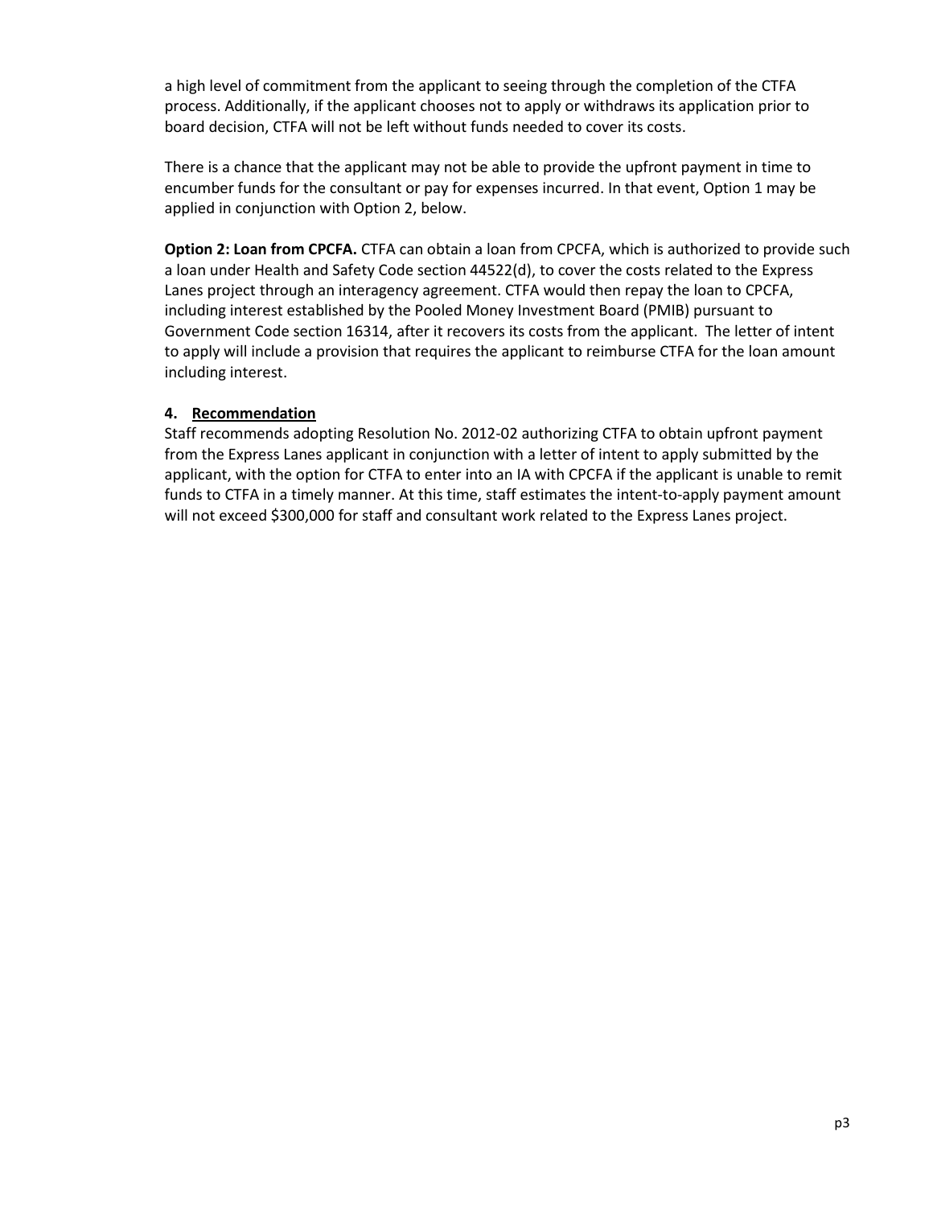a high level of commitment from the applicant to seeing through the completion of the CTFA process. Additionally, if the applicant chooses not to apply or withdraws its application prior to board decision, CTFA will not be left without funds needed to cover its costs.

There is a chance that the applicant may not be able to provide the upfront payment in time to encumber funds for the consultant or pay for expenses incurred. In that event, Option 1 may be applied in conjunction with Option 2, below.

**Option 2: Loan from CPCFA.** CTFA can obtain a loan from CPCFA, which is authorized to provide such a loan under Health and Safety Code section 44522(d), to cover the costs related to the Express Lanes project through an interagency agreement. CTFA would then repay the loan to CPCFA, including interest established by the Pooled Money Investment Board (PMIB) pursuant to Government Code section 16314, after it recovers its costs from the applicant. The letter of intent to apply will include a provision that requires the applicant to reimburse CTFA for the loan amount including interest.

**4. Recommendation**

Staff recommends adopting Resolution No. 2012-02 authorizing CTFA to obtain upfront payment from the Express Lanes applicant in conjunction with a letter of intent to apply submitted by the applicant, with the option for CTFA to enter into an IA with CPCFA if the applicant is unable to remit funds to CTFA in a timely manner. At this time, staff estimates the intent-to-apply payment amount will not exceed $300,000 for staff and consultant work related to the Express Lanes project.